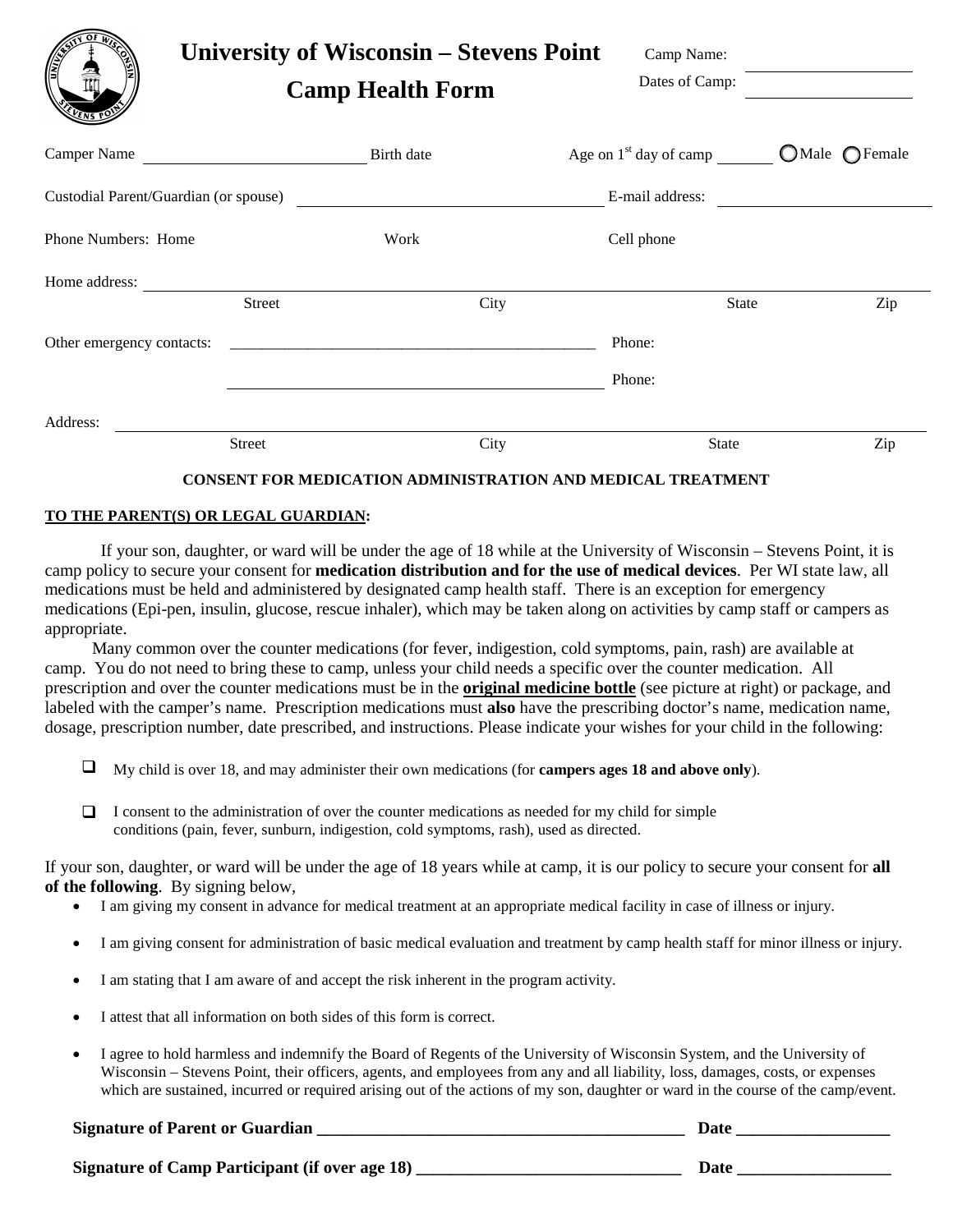# University of Wisconsin – Stevens Point

## Camp Health Form

Camp Name: ____________________

Dates of Camp: ____________________

Camper Name ____________________ Birth date Age on 1st day of camp ________ ◯ Male ◯ Female

Custodial Parent/Guardian (or spouse) ____________________ E-mail address: ____________________

Phone Numbers: Home Work Cell phone

Home address: ____________________

Street City State Zip

Other emergency contacts: ____________________ Phone:

____________________ Phone:

Address: ____________________

Street City State Zip

**CONSENT FOR MEDICATION ADMINISTRATION AND MEDICAL TREATMENT**

**TO THE PARENT(S) OR LEGAL GUARDIAN:**

If your son, daughter, or ward will be under the age of 18 while at the University of Wisconsin – Stevens Point, it is camp policy to secure your consent for **medication distribution and for the use of medical devices**. Per WI state law, all medications must be held and administered by designated camp health staff. There is an exception for emergency medications (Epi-pen, insulin, glucose, rescue inhaler), which may be taken along on activities by camp staff or campers as appropriate.

Many common over the counter medications (for fever, indigestion, cold symptoms, pain, rash) are available at camp. You do not need to bring these to camp, unless your child needs a specific over the counter medication. All prescription and over the counter medications must be in the **original medicine bottle** (see picture at right) or package, and labeled with the camper's name. Prescription medications must **also** have the prescribing doctor's name, medication name, dosage, prescription number, date prescribed, and instructions. Please indicate your wishes for your child in the following:

- ☐ My child is over 18, and may administer their own medications (for **campers ages 18 and above only**).
- ☐ I consent to the administration of over the counter medications as needed for my child for simple conditions (pain, fever, sunburn, indigestion, cold symptoms, rash), used as directed.

If your son, daughter, or ward will be under the age of 18 years while at camp, it is our policy to secure your consent for **all of the following**. By signing below,

- I am giving my consent in advance for medical treatment at an appropriate medical facility in case of illness or injury.
- I am giving consent for administration of basic medical evaluation and treatment by camp health staff for minor illness or injury.
- I am stating that I am aware of and accept the risk inherent in the program activity.
- I attest that all information on both sides of this form is correct.
- I agree to hold harmless and indemnify the Board of Regents of the University of Wisconsin System, and the University of Wisconsin – Stevens Point, their officers, agents, and employees from any and all liability, loss, damages, costs, or expenses which are sustained, incurred or required arising out of the actions of my son, daughter or ward in the course of the camp/event.

**Signature of Parent or Guardian ____________________ Date ____________________**

**Signature of Camp Participant (if over age 18) ____________________ Date ____________________**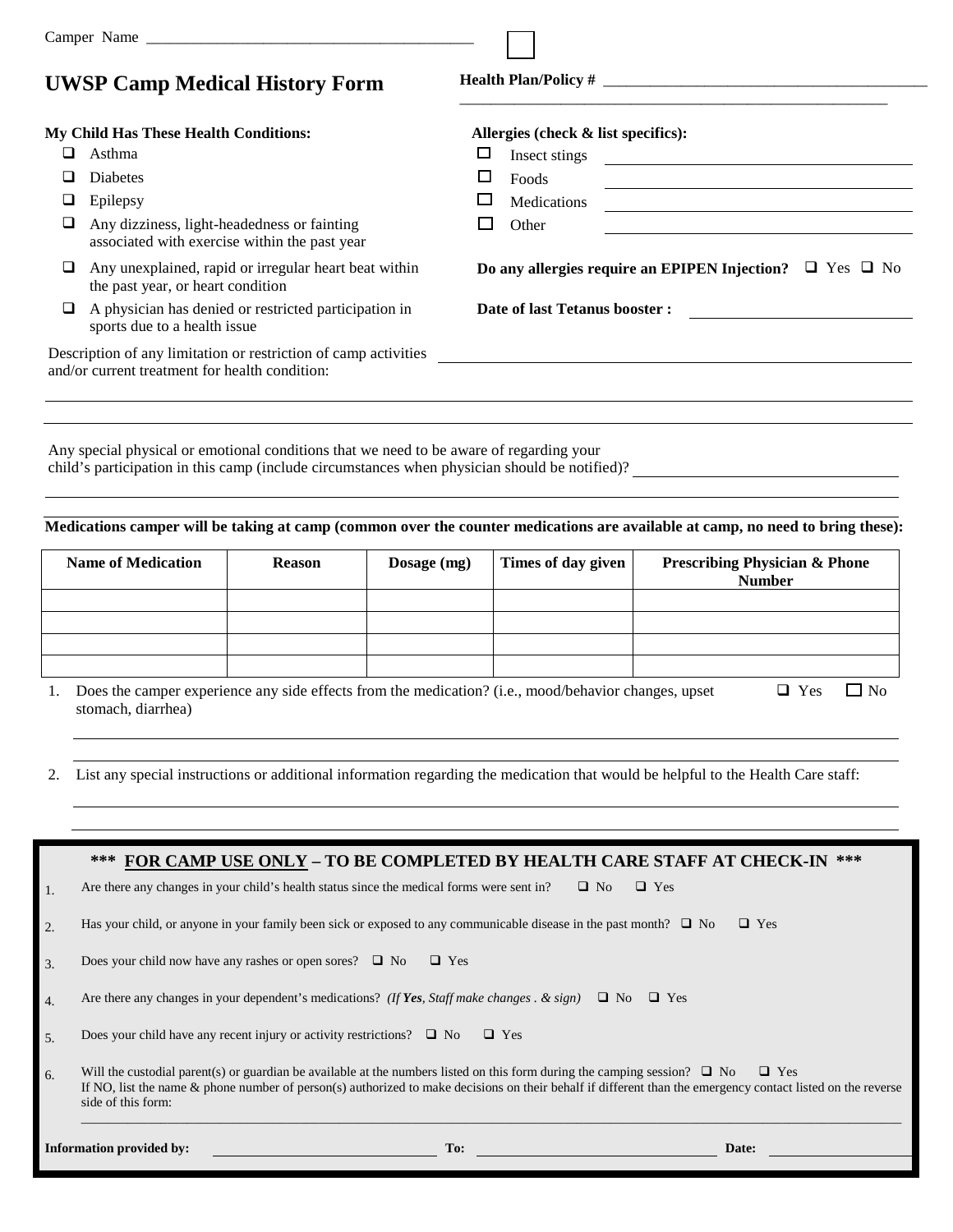Camper Name ________________________________________

# UWSP Camp Medical History Form

**Health Plan/Policy #** ________________________________________

________________________________________

**My Child Has These Health Conditions:**

- ❑ Asthma
- ❑ Diabetes
- ❑ Epilepsy
- ❑ Any dizziness, light-headedness or fainting associated with exercise within the past year
- ❑ Any unexplained, rapid or irregular heart beat within the past year, or heart condition
- ❑ A physician has denied or restricted participation in sports due to a health issue

**Allergies (check & list specifics):**

- ☐ Insect stings ____________________
- ☐ Foods ____________________
- ☐ Medications ____________________
- ☐ Other ____________________

**Do any allergies require an EPIPEN Injection?** ❑ Yes ❑ No

**Date of last Tetanus booster :** ____________________

Description of any limitation or restriction of camp activities and/or current treatment for health condition: ________________________________________

________________________________________

________________________________________

Any special physical or emotional conditions that we need to be aware of regarding your child's participation in this camp (include circumstances when physician should be notified)? ____________________

________________________________________

________________________________________

**Medications camper will be taking at camp (common over the counter medications are available at camp, no need to bring these):**

| Name of Medication | Reason | Dosage (mg) | Times of day given | Prescribing Physician & Phone Number |
|---|---|---|---|---|
| | | | | |
| | | | | |
| | | | | |
| | | | | |

1. Does the camper experience any side effects from the medication? (i.e., mood/behavior changes, upset stomach, diarrhea) ❑ Yes ☐ No

   ________________________________________

   ________________________________________

2. List any special instructions or additional information regarding the medication that would be helpful to the Health Care staff:

   ________________________________________

   ________________________________________

**\*\*\* FOR CAMP USE ONLY – TO BE COMPLETED BY HEALTH CARE STAFF AT CHECK-IN \*\*\***

1. Are there any changes in your child's health status since the medical forms were sent in? ❑ No ❑ Yes
2. Has your child, or anyone in your family been sick or exposed to any communicable disease in the past month? ❑ No ❑ Yes
3. Does your child now have any rashes or open sores? ❑ No ❑ Yes
4. Are there any changes in your dependent's medications? *(If **Yes**, Staff make changes . & sign)* ❑ No ❑ Yes
5. Does your child have any recent injury or activity restrictions? ❑ No ❑ Yes
6. Will the custodial parent(s) or guardian be available at the numbers listed on this form during the camping session? ❑ No ❑ Yes
   If NO, list the name & phone number of person(s) authorized to make decisions on their behalf if different than the emergency contact listed on the reverse side of this form:

   ________________________________________

**Information provided by:** ____________________ **To:** ____________________ **Date:** ____________________